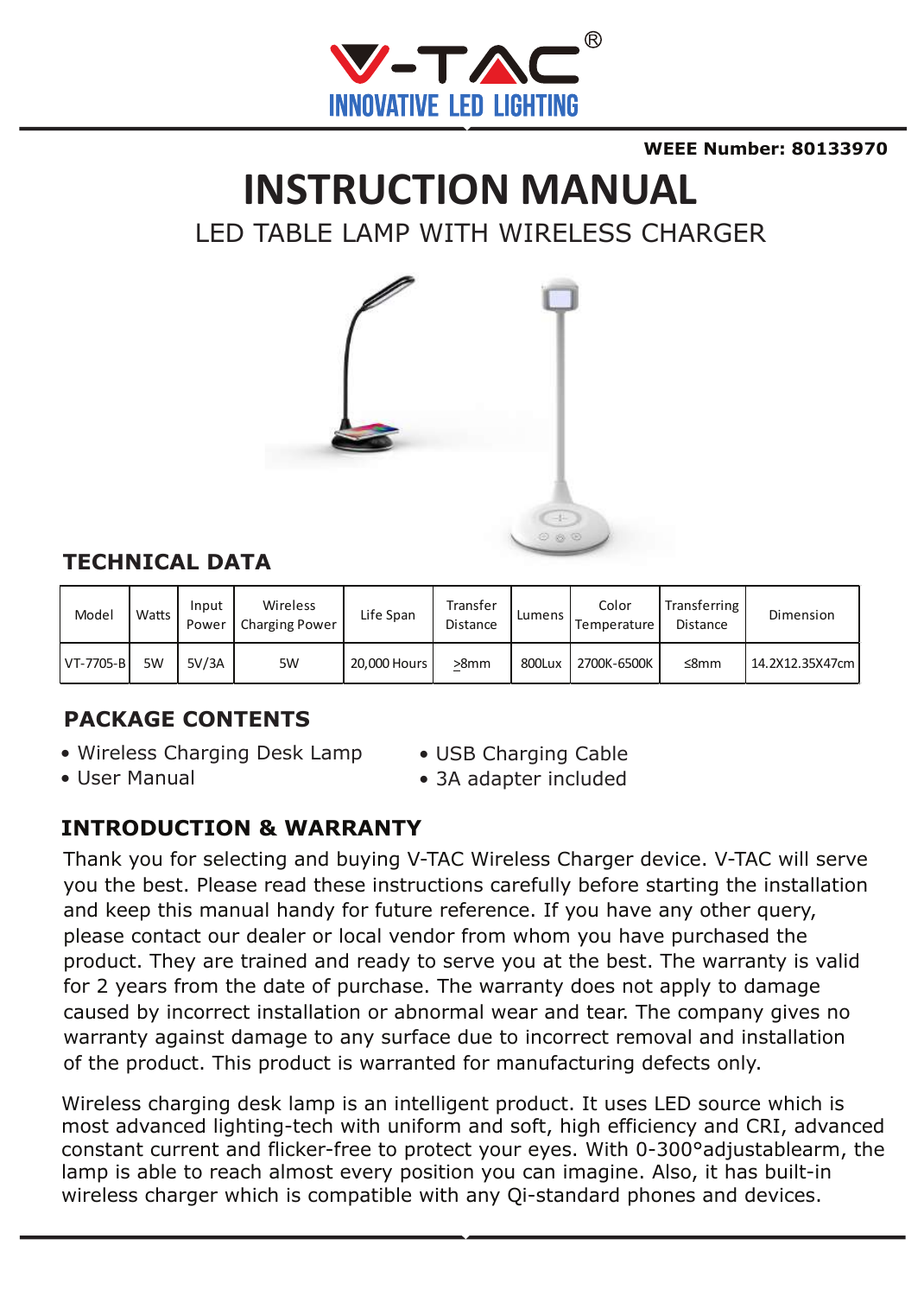V-TAC®
INNOVATIVE LED LIGHTING

**WEEE Number: 80133970**

# INSTRUCTION MANUAL

## LED TABLE LAMP WITH WIRELESS CHARGER

## TECHNICAL DATA

| Model | Watts | Input Power | Wireless Charging Power | Life Span | Transfer Distance | Lumens | Color Temperature | Transferring Distance | Dimension |
|---|---|---|---|---|---|---|---|---|---|
| VT-7705-B | 5W | 5V/3A | 5W | 20,000 Hours | >8mm | 800Lux | 2700K-6500K | ≤8mm | 14.2X12.35X47cm |

## PACKAGE CONTENTS

- Wireless Charging Desk Lamp
- User Manual
- USB Charging Cable
- 3A adapter included

## INTRODUCTION & WARRANTY

Thank you for selecting and buying V-TAC Wireless Charger device. V-TAC will serve you the best. Please read these instructions carefully before starting the installation and keep this manual handy for future reference. If you have any other query, please contact our dealer or local vendor from whom you have purchased the product. They are trained and ready to serve you at the best. The warranty is valid for 2 years from the date of purchase. The warranty does not apply to damage caused by incorrect installation or abnormal wear and tear. The company gives no warranty against damage to any surface due to incorrect removal and installation of the product. This product is warranted for manufacturing defects only.

Wireless charging desk lamp is an intelligent product. It uses LED source which is most advanced lighting-tech with uniform and soft, high efficiency and CRI, advanced constant current and flicker-free to protect your eyes. With 0-300°adjustablearm, the lamp is able to reach almost every position you can imagine. Also, it has built-in wireless charger which is compatible with any Qi-standard phones and devices.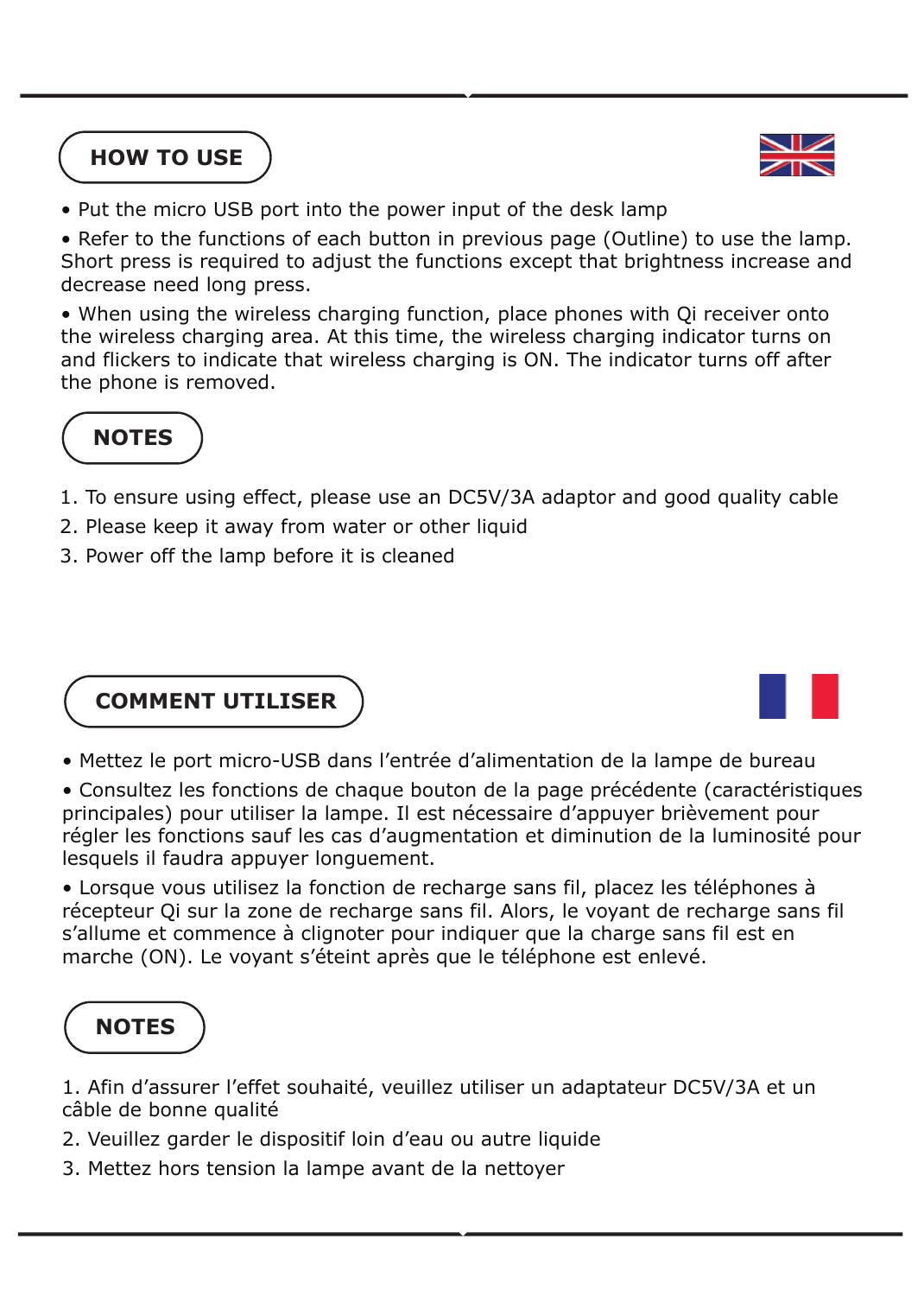## HOW TO USE

- Put the micro USB port into the power input of the desk lamp
- Refer to the functions of each button in previous page (Outline) to use the lamp. Short press is required to adjust the functions except that brightness increase and decrease need long press.
- When using the wireless charging function, place phones with Qi receiver onto the wireless charging area. At this time, the wireless charging indicator turns on and flickers to indicate that wireless charging is ON. The indicator turns off after the phone is removed.

## NOTES

1. To ensure using effect, please use an DC5V/3A adaptor and good quality cable
2. Please keep it away from water or other liquid
3. Power off the lamp before it is cleaned

## COMMENT UTILISER

- Mettez le port micro-USB dans l'entrée d'alimentation de la lampe de bureau
- Consultez les fonctions de chaque bouton de la page précédente (caractéristiques principales) pour utiliser la lampe. Il est nécessaire d'appuyer brièvement pour régler les fonctions sauf les cas d'augmentation et diminution de la luminosité pour lesquels il faudra appuyer longuement.
- Lorsque vous utilisez la fonction de recharge sans fil, placez les téléphones à récepteur Qi sur la zone de recharge sans fil. Alors, le voyant de recharge sans fil s'allume et commence à clignoter pour indiquer que la charge sans fil est en marche (ON). Le voyant s'éteint après que le téléphone est enlevé.

## NOTES

1. Afin d'assurer l'effet souhaité, veuillez utiliser un adaptateur DC5V/3A et un câble de bonne qualité
2. Veuillez garder le dispositif loin d'eau ou autre liquide
3. Mettez hors tension la lampe avant de la nettoyer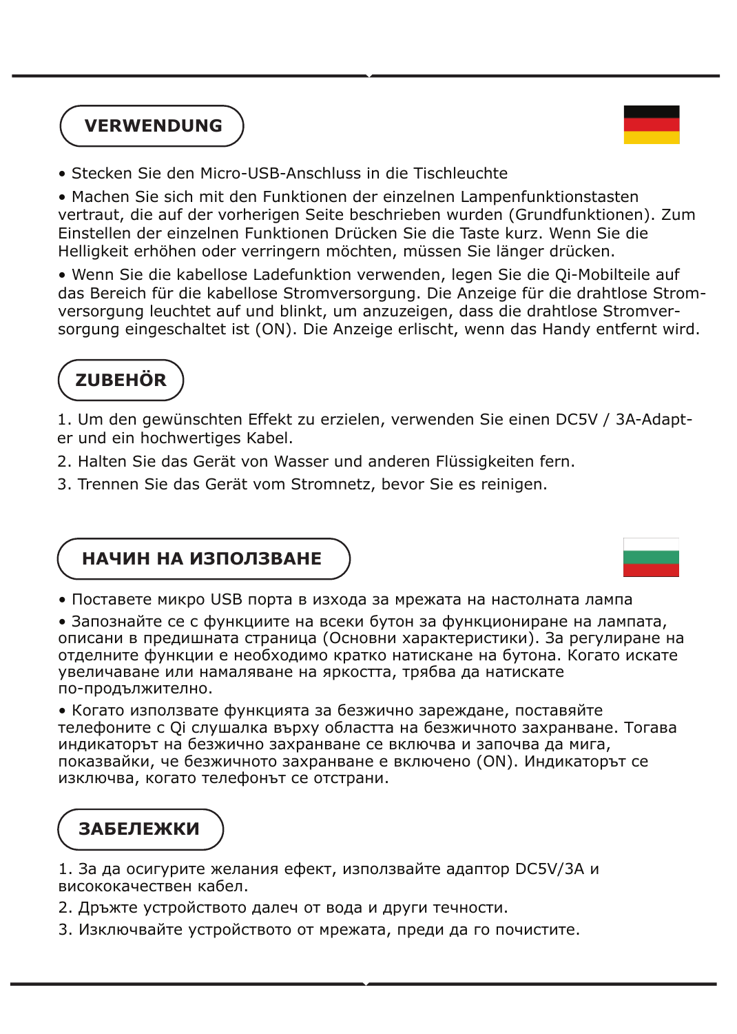## VERWENDUNG

- Stecken Sie den Micro-USB-Anschluss in die Tischleuchte
- Machen Sie sich mit den Funktionen der einzelnen Lampenfunktionstasten vertraut, die auf der vorherigen Seite beschrieben wurden (Grundfunktionen). Zum Einstellen der einzelnen Funktionen Drücken Sie die Taste kurz. Wenn Sie die Helligkeit erhöhen oder verringern möchten, müssen Sie länger drücken.
- Wenn Sie die kabellose Ladefunktion verwenden, legen Sie die Qi-Mobilteile auf das Bereich für die kabellose Stromversorgung. Die Anzeige für die drahtlose Stromversorgung leuchtet auf und blinkt, um anzuzeigen, dass die drahtlose Stromversorgung eingeschaltet ist (ON). Die Anzeige erlischt, wenn das Handy entfernt wird.

## ZUBEHÖR

1. Um den gewünschten Effekt zu erzielen, verwenden Sie einen DC5V / 3A-Adapter und ein hochwertiges Kabel.
2. Halten Sie das Gerät von Wasser und anderen Flüssigkeiten fern.
3. Trennen Sie das Gerät vom Stromnetz, bevor Sie es reinigen.

## НАЧИН НА ИЗПОЛЗВАНЕ

- Поставете микро USB порта в изхода за мрежата на настолната лампа
- Запознайте се с функциите на всеки бутон за функциониране на лампата, описани в предишната страница (Основни характеристики). За регулиране на отделните функции е необходимо кратко натискане на бутона. Когато искате увеличаване или намаляване на яркостта, трябва да натискате по-продължително.
- Когато използвате функцията за безжично зареждане, поставяйте телефоните с Qi слушалка върху областта на безжичното захранване. Тогава индикаторът на безжично захранване се включва и започва да мига, показвайки, че безжичното захранване е включено (ON). Индикаторът се изключва, когато телефонът се отстрани.

## ЗАБЕЛЕЖКИ

1. За да осигурите желания ефект, използвайте адаптор DC5V/3A и висококачествен кабел.
2. Дръжте устройството далеч от вода и други течности.
3. Изключвайте устройството от мрежата, преди да го почистите.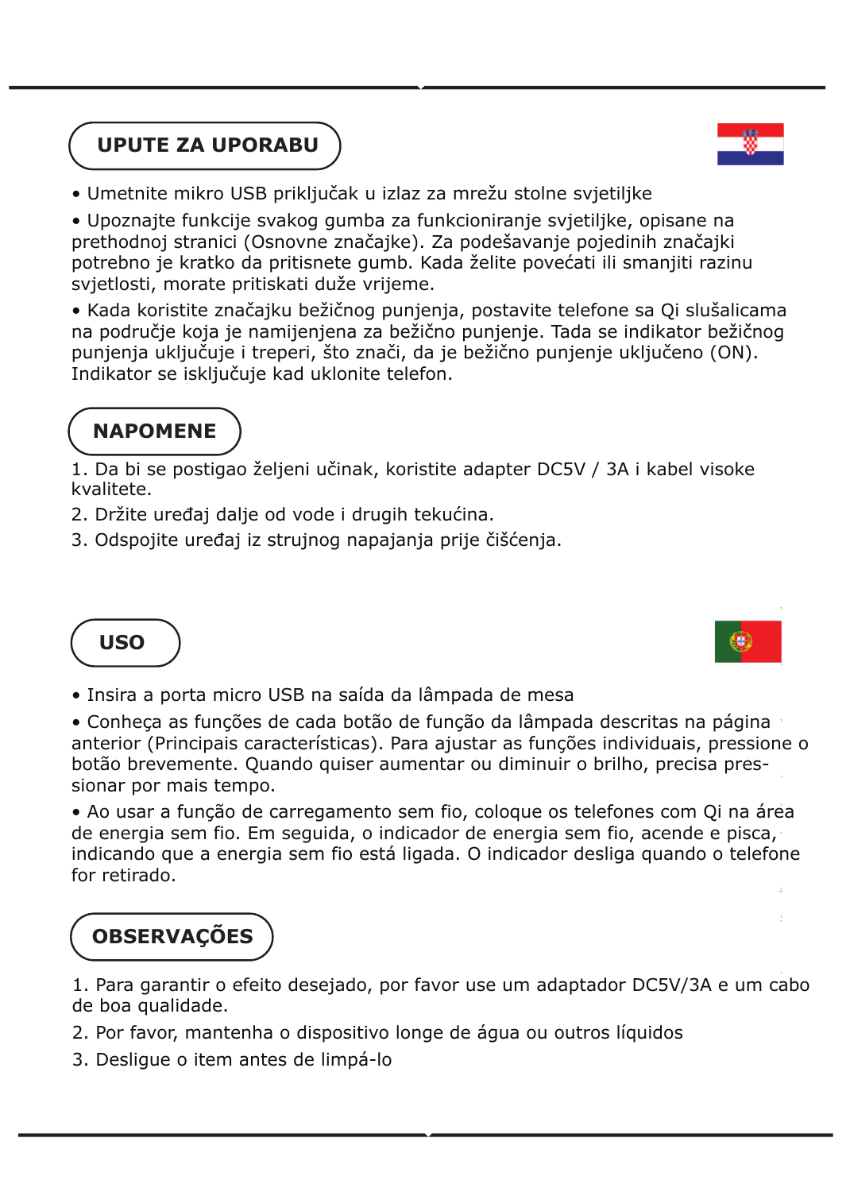## UPUTE ZA UPORABU

- Umetnite mikro USB priključak u izlaz za mrežu stolne svjetiljke
- Upoznajte funkcije svakog gumba za funkcioniranje svjetiljke, opisane na prethodnoj stranici (Osnovne značajke). Za podešavanje pojedinih značajki potrebno je kratko da pritisnete gumb. Kada želite povećati ili smanjiti razinu svjetlosti, morate pritiskati duže vrijeme.
- Kada koristite značajku bežičnog punjenja, postavite telefone sa Qi slušalicama na područje koja je namijenjena za bežično punjenje. Tada se indikator bežičnog punjenja uključuje i treperi, što znači, da je bežično punjenje uključeno (ON). Indikator se isključuje kad uklonite telefon.

## NAPOMENE

1. Da bi se postigao željeni učinak, koristite adapter DC5V / 3A i kabel visoke kvalitete.
2. Držite uređaj dalje od vode i drugih tekućina.
3. Odspojite uređaj iz strujnog napajanja prije čišćenja.

## USO

- Insira a porta micro USB na saída da lâmpada de mesa
- Conheça as funções de cada botão de função da lâmpada descritas na página anterior (Principais características). Para ajustar as funções individuais, pressione o botão brevemente. Quando quiser aumentar ou diminuir o brilho, precisa pressionar por mais tempo.
- Ao usar a função de carregamento sem fio, coloque os telefones com Qi na área de energia sem fio. Em seguida, o indicador de energia sem fio, acende e pisca, indicando que a energia sem fio está ligada. O indicador desliga quando o telefone for retirado.

## OBSERVAÇÕES

1. Para garantir o efeito desejado, por favor use um adaptador DC5V/3A e um cabo de boa qualidade.
2. Por favor, mantenha o dispositivo longe de água ou outros líquidos
3. Desligue o item antes de limpá-lo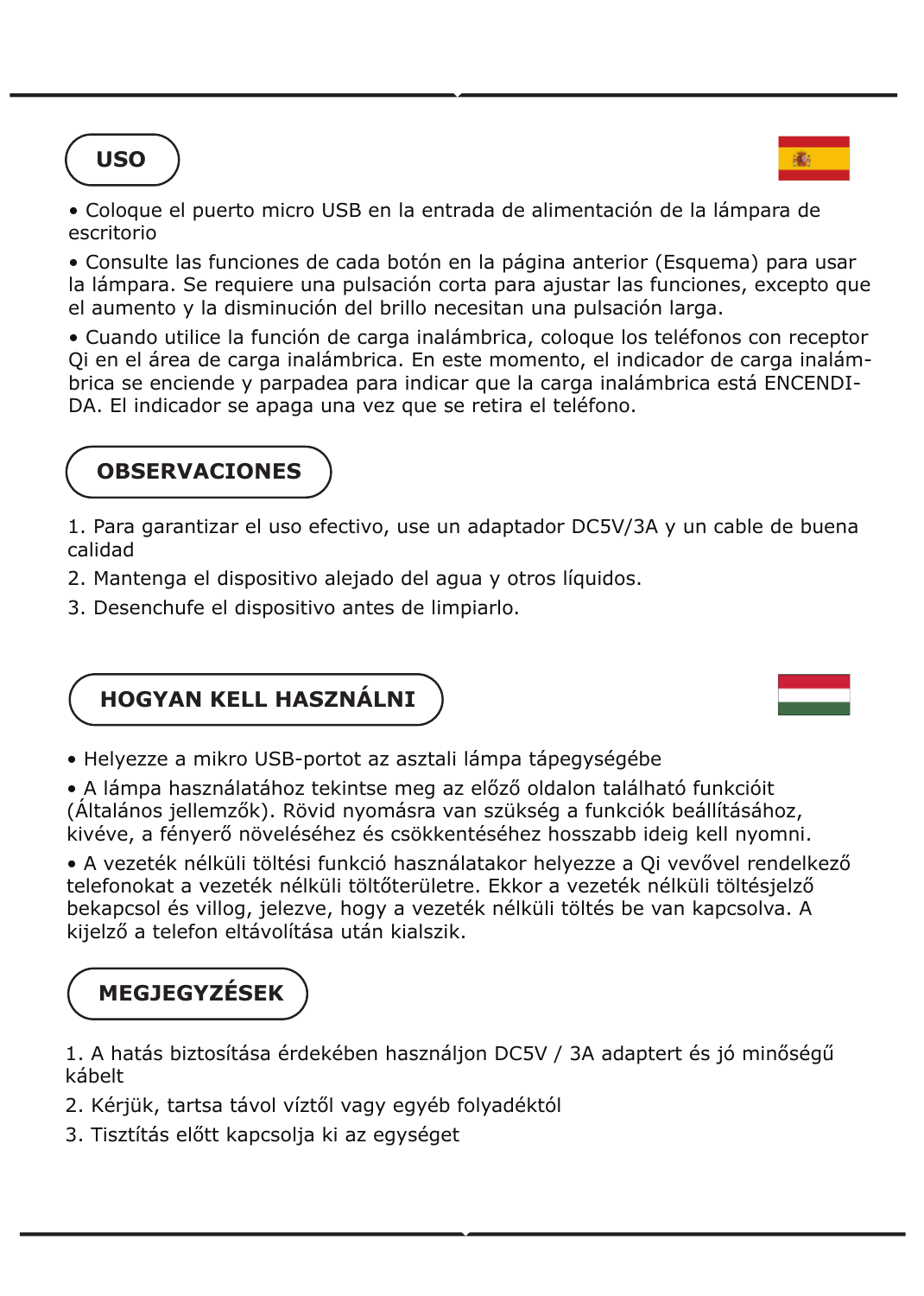## USO

- Coloque el puerto micro USB en la entrada de alimentación de la lámpara de escritorio
- Consulte las funciones de cada botón en la página anterior (Esquema) para usar la lámpara. Se requiere una pulsación corta para ajustar las funciones, excepto que el aumento y la disminución del brillo necesitan una pulsación larga.
- Cuando utilice la función de carga inalámbrica, coloque los teléfonos con receptor Qi en el área de carga inalámbrica. En este momento, el indicador de carga inalámbrica se enciende y parpadea para indicar que la carga inalámbrica está ENCENDIDA. El indicador se apaga una vez que se retira el teléfono.

## OBSERVACIONES

1. Para garantizar el uso efectivo, use un adaptador DC5V/3A y un cable de buena calidad
2. Mantenga el dispositivo alejado del agua y otros líquidos.
3. Desenchufe el dispositivo antes de limpiarlo.

## HOGYAN KELL HASZNÁLNI

- Helyezze a mikro USB-portot az asztali lámpa tápegységébe
- A lámpa használatához tekintse meg az előző oldalon található funkcióit (Általános jellemzők). Rövid nyomásra van szükség a funkciók beállításához, kivéve, a fényerő növeléséhez és csökkentéséhez hosszabb ideig kell nyomni.
- A vezeték nélküli töltési funkció használatakor helyezze a Qi vevővel rendelkező telefonokat a vezeték nélküli töltőterületre. Ekkor a vezeték nélküli töltésjelző bekapcsol és villog, jelezve, hogy a vezeték nélküli töltés be van kapcsolva. A kijelző a telefon eltávolítása után kialszik.

## MEGJEGYZÉSEK

1. A hatás biztosítása érdekében használjon DC5V / 3A adaptert és jó minőségű kábelt
2. Kérjük, tartsa távol víztől vagy egyéb folyadéktól
3. Tisztítás előtt kapcsolja ki az egységet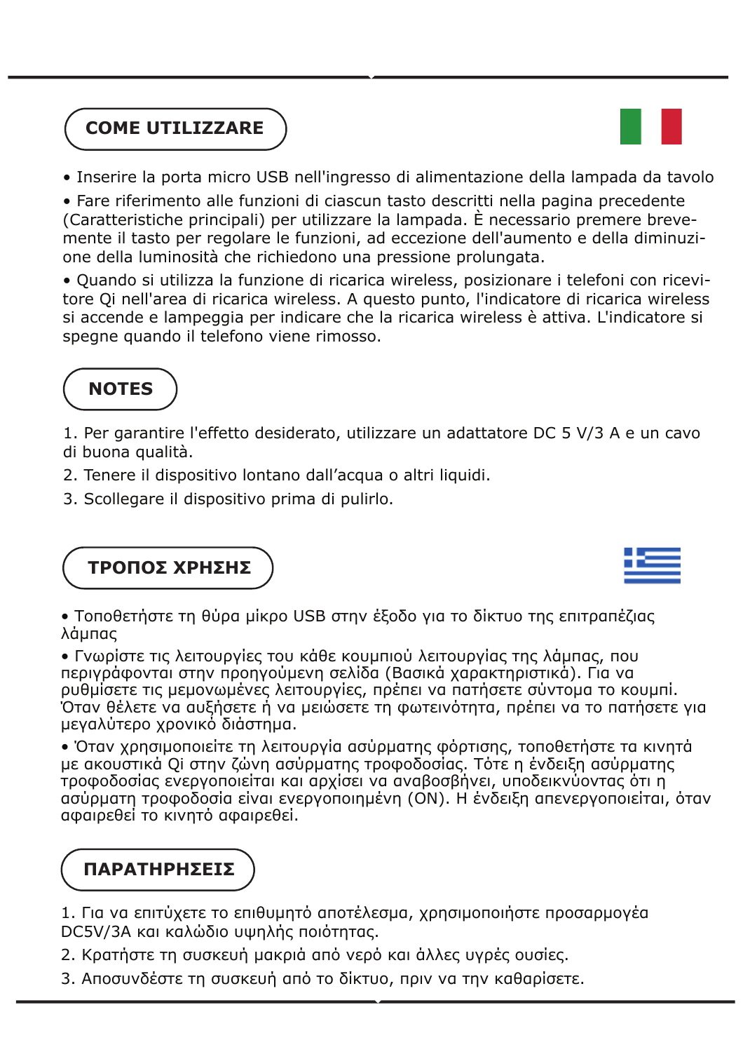## COME UTILIZZARE

- Inserire la porta micro USB nell'ingresso di alimentazione della lampada da tavolo
- Fare riferimento alle funzioni di ciascun tasto descritti nella pagina precedente (Caratteristiche principali) per utilizzare la lampada. È necessario premere brevemente il tasto per regolare le funzioni, ad eccezione dell'aumento e della diminuzione della luminosità che richiedono una pressione prolungata.
- Quando si utilizza la funzione di ricarica wireless, posizionare i telefoni con ricevitore Qi nell'area di ricarica wireless. A questo punto, l'indicatore di ricarica wireless si accende e lampeggia per indicare che la ricarica wireless è attiva. L'indicatore si spegne quando il telefono viene rimosso.

## NOTES

1. Per garantire l'effetto desiderato, utilizzare un adattatore DC 5 V/3 A e un cavo di buona qualità.
2. Tenere il dispositivo lontano dall'acqua o altri liquidi.
3. Scollegare il dispositivo prima di pulirlo.

## ΤΡΟΠΟΣ ΧΡΗΣΗΣ

- Τοποθετήστε τη θύρα μίκρο USB στην έξοδο για το δίκτυο της επιτραπέζιας λάμπας
- Γνωρίστε τις λειτουργίες του κάθε κουμπιού λειτουργίας της λάμπας, που περιγράφονται στην προηγούμενη σελίδα (Βασικά χαρακτηριστικά). Για να ρυθμίσετε τις μεμονωμένες λειτουργίες, πρέπει να πατήσετε σύντομα το κουμπί. Όταν θέλετε να αυξήσετε ή να μειώσετε τη φωτεινότητα, πρέπει να το πατήσετε για μεγαλύτερο χρονικό διάστημα.
- Όταν χρησιμοποιείτε τη λειτουργία ασύρματης φόρτισης, τοποθετήστε τα κινητά με ακουστικά Qi στην ζώνη ασύρματης τροφοδοσίας. Τότε η ένδειξη ασύρματης τροφοδοσίας ενεργοποιείται και αρχίσει να αναβοσβήνει, υποδεικνύοντας ότι η ασύρματη τροφοδοσία είναι ενεργοποιημένη (ON). Η ένδειξη απενεργοποιείται, όταν αφαιρεθεί το κινητό αφαιρεθεί.

## ΠΑΡΑΤΗΡΗΣΕΙΣ

1. Για να επιτύχετε το επιθυμητό αποτέλεσμα, χρησιμοποιήστε προσαρμογέα DC5V/3A και καλώδιο υψηλής ποιότητας.
2. Κρατήστε τη συσκευή μακριά από νερό και άλλες υγρές ουσίες.
3. Αποσυνδέστε τη συσκευή από το δίκτυο, πριν να την καθαρίσετε.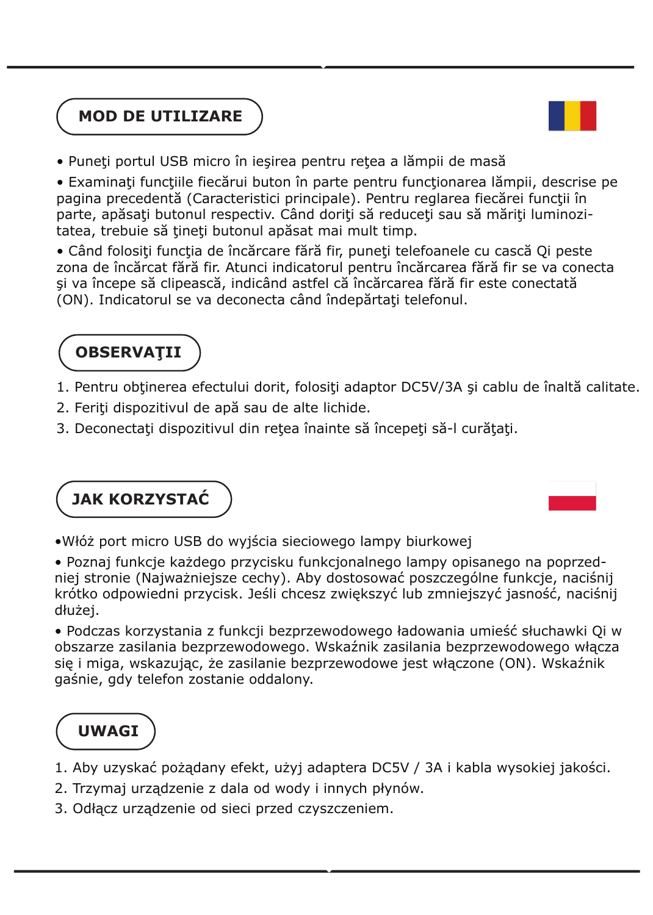## MOD DE UTILIZARE

- Puneţi portul USB micro în ieşirea pentru reţea a lămpii de masă
- Examinaţi funcţiile fiecărui buton în parte pentru funcţionarea lămpii, descrise pe pagina precedentă (Caracteristici principale). Pentru reglarea fiecărei funcţii în parte, apăsaţi butonul respectiv. Când doriţi să reduceţi sau să măriţi luminozitatea, trebuie să ţineţi butonul apăsat mai mult timp.
- Când folosiţi funcţia de încărcare fără fir, puneţi telefoanele cu cască Qi peste zona de încărcat fără fir. Atunci indicatorul pentru încărcarea fără fir se va conecta şi va începe să clipească, indicând astfel că încărcarea fără fir este conectată (ON). Indicatorul se va deconecta când îndepărtaţi telefonul.

## OBSERVAŢII

1. Pentru obţinerea efectului dorit, folosiţi adaptor DC5V/3A şi cablu de înaltă calitate.
2. Feriţi dispozitivul de apă sau de alte lichide.
3. Deconectaţi dispozitivul din reţea înainte să începeţi să-l curăţaţi.

## JAK KORZYSTAĆ

- Włóż port micro USB do wyjścia sieciowego lampy biurkowej
- Poznaj funkcje każdego przycisku funkcjonalnego lampy opisanego na poprzedniej stronie (Najważniejsze cechy). Aby dostosować poszczególne funkcje, naciśnij krótko odpowiedni przycisk. Jeśli chcesz zwiększyć lub zmniejszyć jasność, naciśnij dłużej.
- Podczas korzystania z funkcji bezprzewodowego ładowania umieść słuchawki Qi w obszarze zasilania bezprzewodowego. Wskaźnik zasilania bezprzewodowego włącza się i miga, wskazując, że zasilanie bezprzewodowe jest włączone (ON). Wskaźnik gaśnie, gdy telefon zostanie oddalony.

## UWAGI

1. Aby uzyskać pożądany efekt, użyj adaptera DC5V / 3A i kabla wysokiej jakości.
2. Trzymaj urządzenie z dala od wody i innych płynów.
3. Odłącz urządzenie od sieci przed czyszczeniem.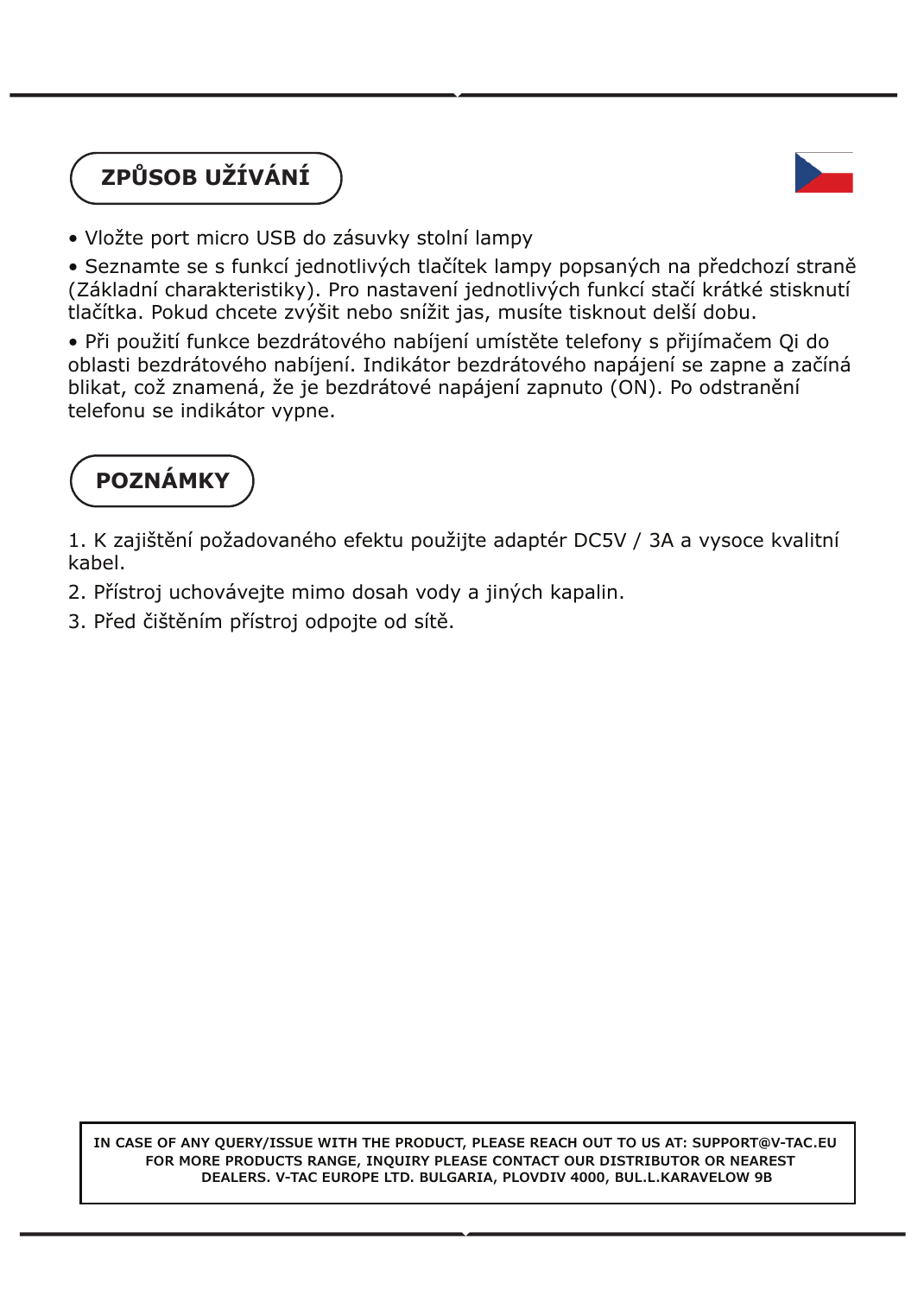## ZPŮSOB UŽÍVÁNÍ

- Vložte port micro USB do zásuvky stolní lampy
- Seznamte se s funkcí jednotlivých tlačítek lampy popsaných na předchozí straně (Základní charakteristiky). Pro nastavení jednotlivých funkcí stačí krátké stisknutí tlačítka. Pokud chcete zvýšit nebo snížit jas, musíte tisknout delší dobu.
- Při použití funkce bezdrátového nabíjení umístěte telefony s přijímačem Qi do oblasti bezdrátového nabíjení. Indikátor bezdrátového napájení se zapne a začíná blikat, což znamená, že je bezdrátové napájení zapnuto (ON). Po odstranění telefonu se indikátor vypne.

## POZNÁMKY

1. K zajištění požadovaného efektu použijte adaptér DC5V / 3A a vysoce kvalitní kabel.
2. Přístroj uchovávejte mimo dosah vody a jiných kapalin.
3. Před čištěním přístroj odpojte od sítě.

IN CASE OF ANY QUERY/ISSUE WITH THE PRODUCT, PLEASE REACH OUT TO US AT: SUPPORT@V-TAC.EU
FOR MORE PRODUCTS RANGE, INQUIRY PLEASE CONTACT OUR DISTRIBUTOR OR NEAREST DEALERS. V-TAC EUROPE LTD. BULGARIA, PLOVDIV 4000, BUL.L.KARAVELOW 9B